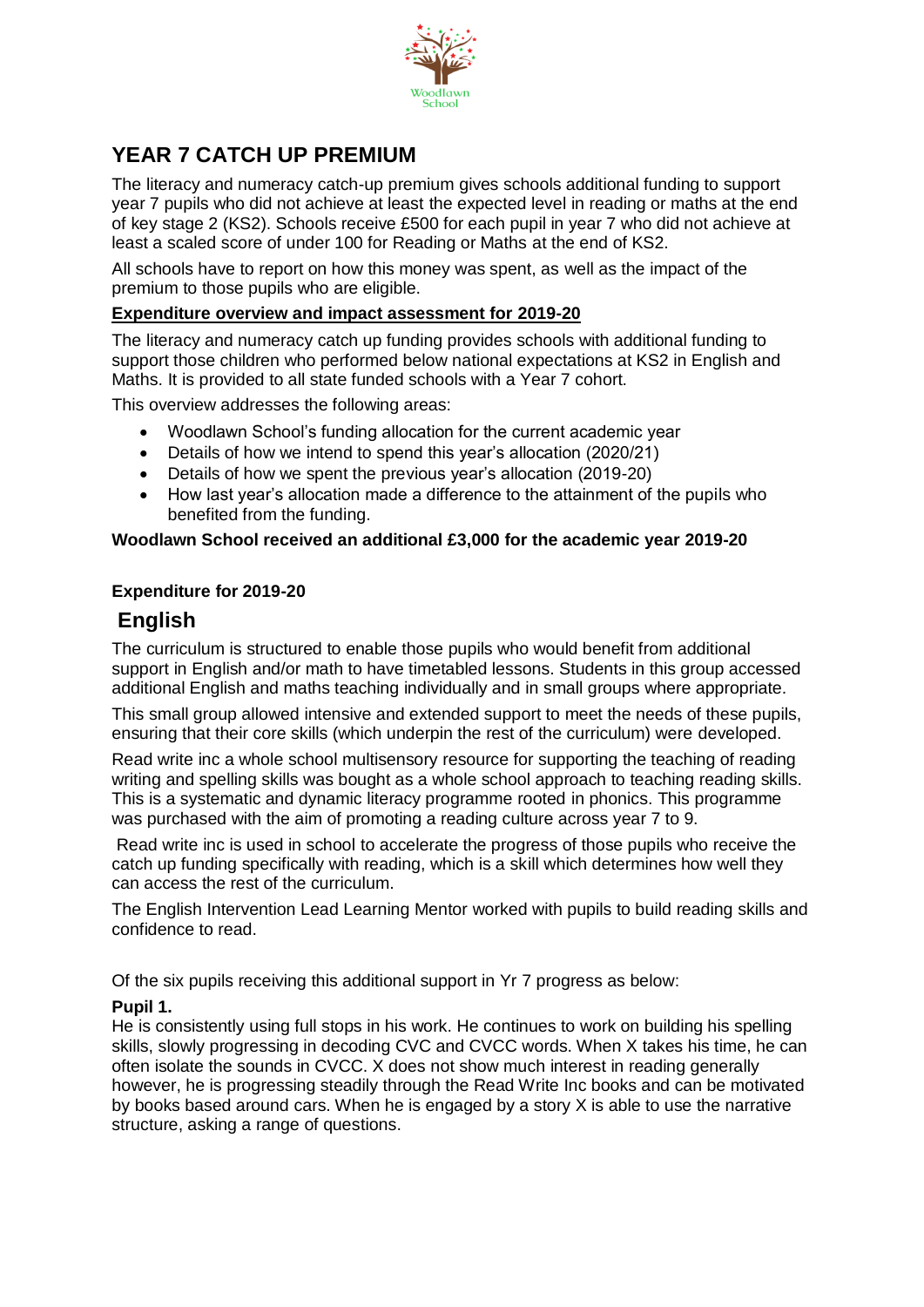# YEAR 7 CATCH UP PREMIUM

The literacy and numeracy catch-up premium gives schools additional funding to support year 7 pupils who did not achieve at least the expected level in reading or maths at the end of key stage 2 (KS2). Schools receive £500 for each pupil in year 7 who did not achieve at least a scaled score of under 100 for Reading or Maths at the end of KS2.

All schools have to report on how this money was spent, as well as the impact of the premium to those pupils who are eligible.

**Expenditure overview and impact assessment for 2019-20**

The literacy and numeracy catch up funding provides schools with additional funding to support those children who performed below national expectations at KS2 in English and Maths. It is provided to all state funded schools with a Year 7 cohort.

This overview addresses the following areas:

- Woodlawn School's funding allocation for the current academic year
- Details of how we intend to spend this year's allocation (2020/21)
- Details of how we spent the previous year's allocation (2019-20)
- How last year's allocation made a difference to the attainment of the pupils who benefited from the funding.

**Woodlawn School received an additional £3,000 for the academic year 2019-20**

**Expenditure for 2019-20**

## English

The curriculum is structured to enable those pupils who would benefit from additional support in English and/or math to have timetabled lessons. Students in this group accessed additional English and maths teaching individually and in small groups where appropriate.

This small group allowed intensive and extended support to meet the needs of these pupils, ensuring that their core skills (which underpin the rest of the curriculum) were developed.

Read write inc a whole school multisensory resource for supporting the teaching of reading writing and spelling skills was bought as a whole school approach to teaching reading skills. This is a systematic and dynamic literacy programme rooted in phonics. This programme was purchased with the aim of promoting a reading culture across year 7 to 9.

Read write inc is used in school to accelerate the progress of those pupils who receive the catch up funding specifically with reading, which is a skill which determines how well they can access the rest of the curriculum.

The English Intervention Lead Learning Mentor worked with pupils to build reading skills and confidence to read.

Of the six pupils receiving this additional support in Yr 7 progress as below:

**Pupil 1.**
He is consistently using full stops in his work. He continues to work on building his spelling skills, slowly progressing in decoding CVC and CVCC words. When X takes his time, he can often isolate the sounds in CVCC. X does not show much interest in reading generally however, he is progressing steadily through the Read Write Inc books and can be motivated by books based around cars. When he is engaged by a story X is able to use the narrative structure, asking a range of questions.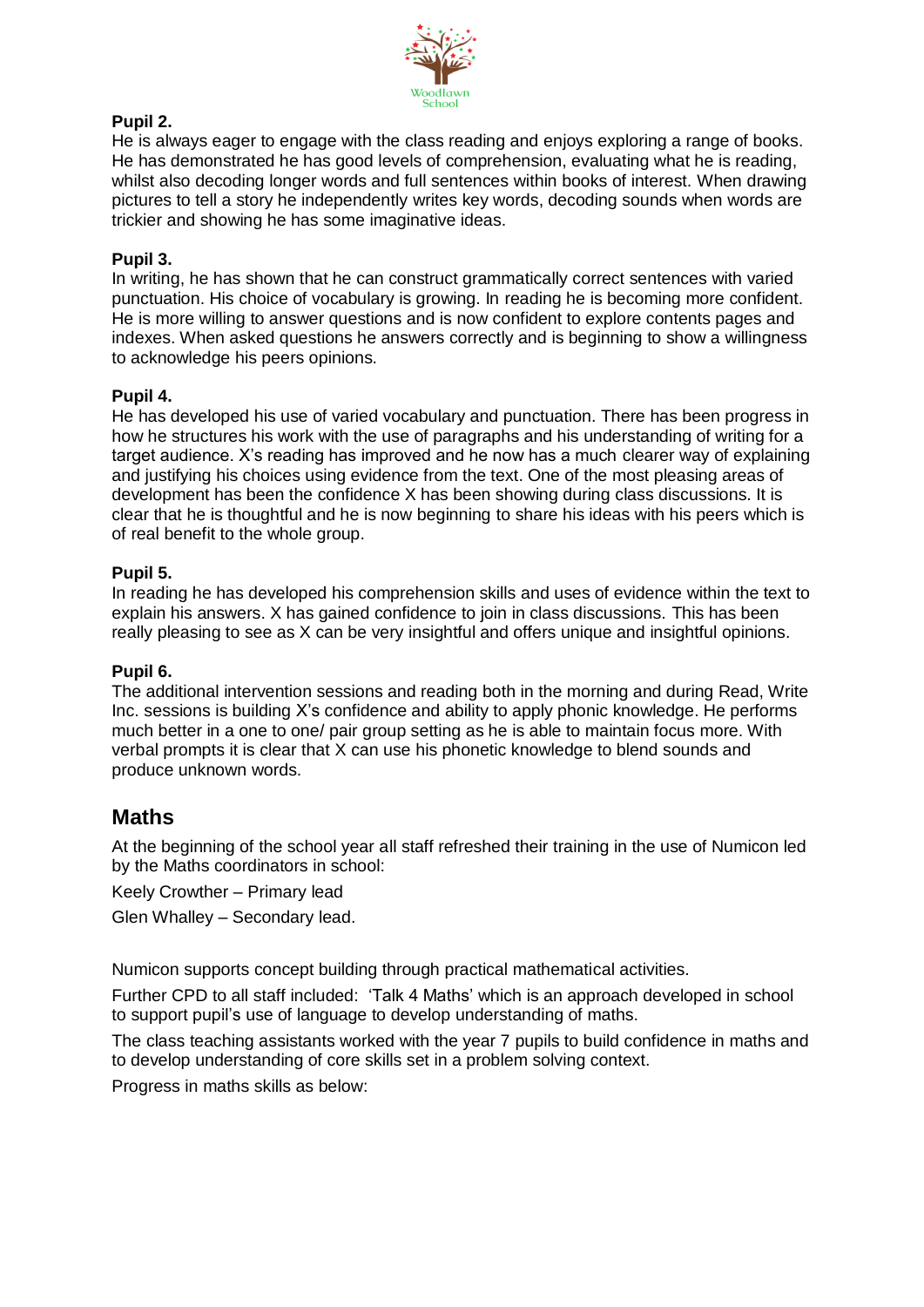**Pupil 2.**

He is always eager to engage with the class reading and enjoys exploring a range of books. He has demonstrated he has good levels of comprehension, evaluating what he is reading, whilst also decoding longer words and full sentences within books of interest. When drawing pictures to tell a story he independently writes key words, decoding sounds when words are trickier and showing he has some imaginative ideas.

**Pupil 3.**

In writing, he has shown that he can construct grammatically correct sentences with varied punctuation. His choice of vocabulary is growing. In reading he is becoming more confident. He is more willing to answer questions and is now confident to explore contents pages and indexes. When asked questions he answers correctly and is beginning to show a willingness to acknowledge his peers opinions.

**Pupil 4.**

He has developed his use of varied vocabulary and punctuation. There has been progress in how he structures his work with the use of paragraphs and his understanding of writing for a target audience. X's reading has improved and he now has a much clearer way of explaining and justifying his choices using evidence from the text. One of the most pleasing areas of development has been the confidence X has been showing during class discussions. It is clear that he is thoughtful and he is now beginning to share his ideas with his peers which is of real benefit to the whole group.

**Pupil 5.**

In reading he has developed his comprehension skills and uses of evidence within the text to explain his answers. X has gained confidence to join in class discussions. This has been really pleasing to see as X can be very insightful and offers unique and insightful opinions.

**Pupil 6.**

The additional intervention sessions and reading both in the morning and during Read, Write Inc. sessions is building X's confidence and ability to apply phonic knowledge. He performs much better in a one to one/ pair group setting as he is able to maintain focus more. With verbal prompts it is clear that X can use his phonetic knowledge to blend sounds and produce unknown words.

## Maths

At the beginning of the school year all staff refreshed their training in the use of Numicon led by the Maths coordinators in school:

Keely Crowther – Primary lead

Glen Whalley – Secondary lead.

Numicon supports concept building through practical mathematical activities.

Further CPD to all staff included: 'Talk 4 Maths' which is an approach developed in school to support pupil's use of language to develop understanding of maths.

The class teaching assistants worked with the year 7 pupils to build confidence in maths and to develop understanding of core skills set in a problem solving context.

Progress in maths skills as below: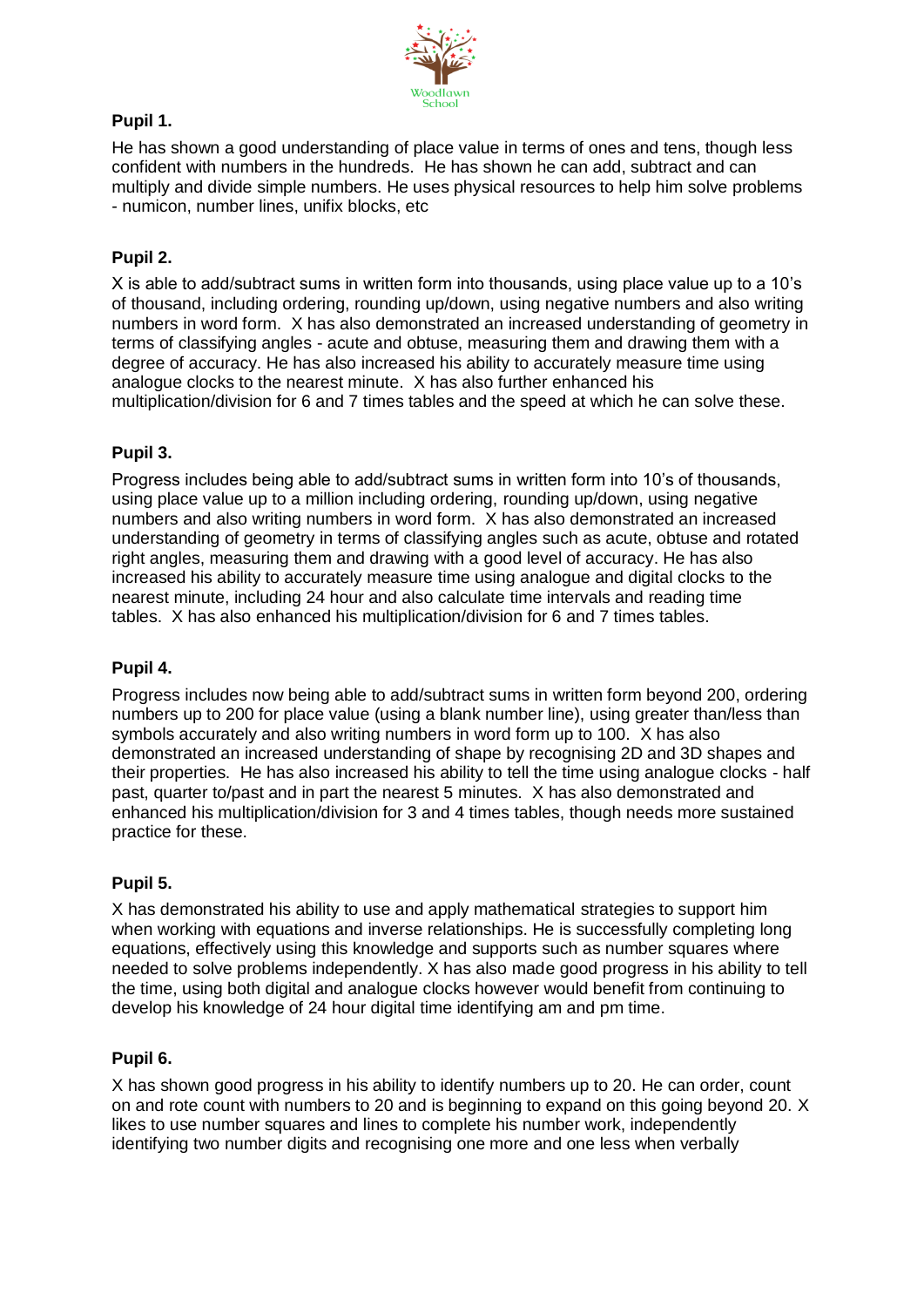**Pupil 1.**

He has shown a good understanding of place value in terms of ones and tens, though less confident with numbers in the hundreds. He has shown he can add, subtract and can multiply and divide simple numbers. He uses physical resources to help him solve problems - numicon, number lines, unifix blocks, etc

**Pupil 2.**

X is able to add/subtract sums in written form into thousands, using place value up to a 10's of thousand, including ordering, rounding up/down, using negative numbers and also writing numbers in word form. X has also demonstrated an increased understanding of geometry in terms of classifying angles - acute and obtuse, measuring them and drawing them with a degree of accuracy. He has also increased his ability to accurately measure time using analogue clocks to the nearest minute. X has also further enhanced his multiplication/division for 6 and 7 times tables and the speed at which he can solve these.

**Pupil 3.**

Progress includes being able to add/subtract sums in written form into 10's of thousands, using place value up to a million including ordering, rounding up/down, using negative numbers and also writing numbers in word form. X has also demonstrated an increased understanding of geometry in terms of classifying angles such as acute, obtuse and rotated right angles, measuring them and drawing with a good level of accuracy. He has also increased his ability to accurately measure time using analogue and digital clocks to the nearest minute, including 24 hour and also calculate time intervals and reading time tables. X has also enhanced his multiplication/division for 6 and 7 times tables.

**Pupil 4.**

Progress includes now being able to add/subtract sums in written form beyond 200, ordering numbers up to 200 for place value (using a blank number line), using greater than/less than symbols accurately and also writing numbers in word form up to 100. X has also demonstrated an increased understanding of shape by recognising 2D and 3D shapes and their properties. He has also increased his ability to tell the time using analogue clocks - half past, quarter to/past and in part the nearest 5 minutes. X has also demonstrated and enhanced his multiplication/division for 3 and 4 times tables, though needs more sustained practice for these.

**Pupil 5.**

X has demonstrated his ability to use and apply mathematical strategies to support him when working with equations and inverse relationships. He is successfully completing long equations, effectively using this knowledge and supports such as number squares where needed to solve problems independently. X has also made good progress in his ability to tell the time, using both digital and analogue clocks however would benefit from continuing to develop his knowledge of 24 hour digital time identifying am and pm time.

**Pupil 6.**

X has shown good progress in his ability to identify numbers up to 20. He can order, count on and rote count with numbers to 20 and is beginning to expand on this going beyond 20. X likes to use number squares and lines to complete his number work, independently identifying two number digits and recognising one more and one less when verbally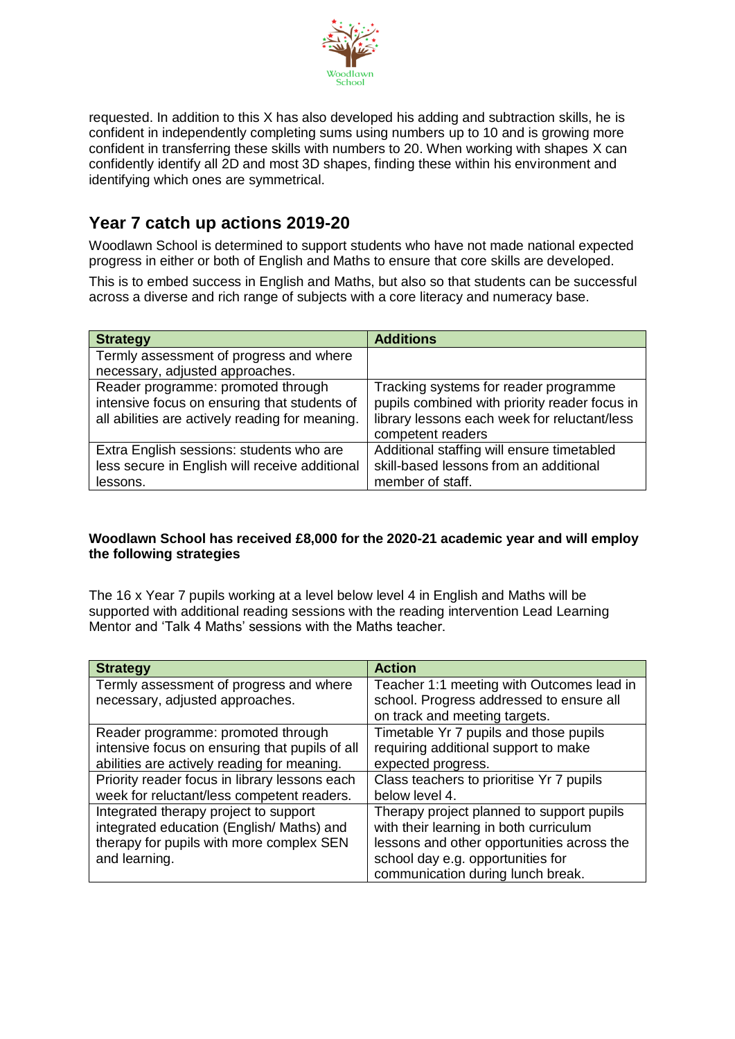requested. In addition to this X has also developed his adding and subtraction skills, he is confident in independently completing sums using numbers up to 10 and is growing more confident in transferring these skills with numbers to 20. When working with shapes X can confidently identify all 2D and most 3D shapes, finding these within his environment and identifying which ones are symmetrical.

## Year 7 catch up actions 2019-20

Woodlawn School is determined to support students who have not made national expected progress in either or both of English and Maths to ensure that core skills are developed.

This is to embed success in English and Maths, but also so that students can be successful across a diverse and rich range of subjects with a core literacy and numeracy base.

| Strategy | Additions |
|---|---|
| Termly assessment of progress and where necessary, adjusted approaches. | |
| Reader programme: promoted through intensive focus on ensuring that students of all abilities are actively reading for meaning. | Tracking systems for reader programme pupils combined with priority reader focus in library lessons each week for reluctant/less competent readers |
| Extra English sessions: students who are less secure in English will receive additional lessons. | Additional staffing will ensure timetabled skill-based lessons from an additional member of staff. |

**Woodlawn School has received £8,000 for the 2020-21 academic year and will employ the following strategies**

The 16 x Year 7 pupils working at a level below level 4 in English and Maths will be supported with additional reading sessions with the reading intervention Lead Learning Mentor and 'Talk 4 Maths' sessions with the Maths teacher.

| Strategy | Action |
|---|---|
| Termly assessment of progress and where necessary, adjusted approaches. | Teacher 1:1 meeting with Outcomes lead in school. Progress addressed to ensure all on track and meeting targets. |
| Reader programme: promoted through intensive focus on ensuring that pupils of all abilities are actively reading for meaning. | Timetable Yr 7 pupils and those pupils requiring additional support to make expected progress. |
| Priority reader focus in library lessons each week for reluctant/less competent readers. | Class teachers to prioritise Yr 7 pupils below level 4. |
| Integrated therapy project to support integrated education (English/ Maths) and therapy for pupils with more complex SEN and learning. | Therapy project planned to support pupils with their learning in both curriculum lessons and other opportunities across the school day e.g. opportunities for communication during lunch break. |